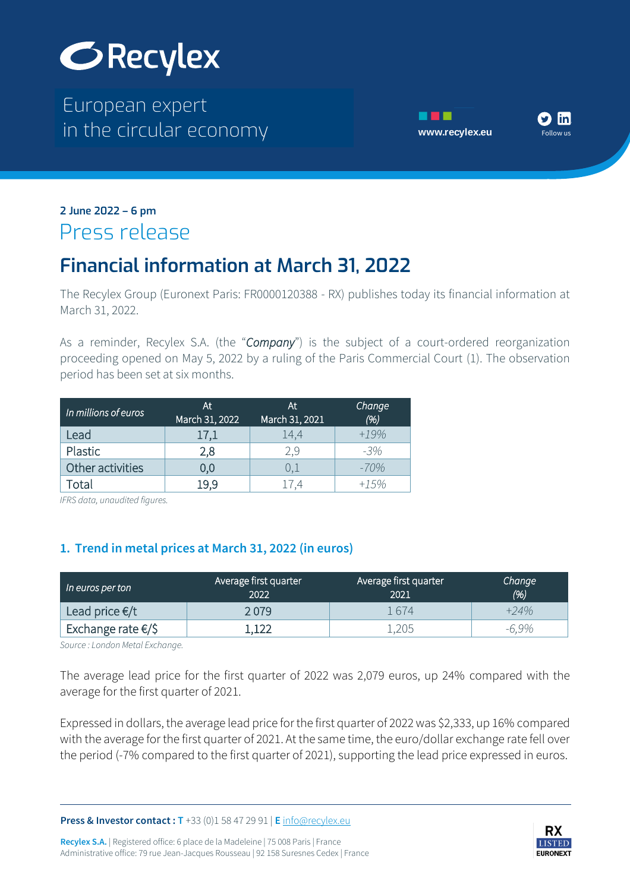2 June 2022 – 6 pm

Press release

# Financial information at March 31, 2022

The Recylex Group (Euronext Paris: FR0000120388 - RX) publishes today its financial information at March 31, 2022.

As a reminder, Recylex S.A. (the "*Company*") is the subject of a court-ordered reorganization proceeding opened on May 5, 2022 by a ruling of the Paris Commercial Court (1). The observation period has been set at six months.

| *In millions of euros* | At March 31, 2022 | At March 31, 2021 | *Change (%)* |
|---|---|---|---|
| Lead | 17,1 | 14,4 | *+19%* |
| Plastic | 2,8 | 2,9 | *-3%* |
| Other activities | 0,0 | 0,1 | *-70%* |
| Total | 19,9 | 17,4 | *+15%* |

*IFRS data, unaudited figures.*

## 1. Trend in metal prices at March 31, 2022 (in euros)

| *In euros per ton* | Average first quarter 2022 | Average first quarter 2021 | *Change (%)* |
|---|---|---|---|
| Lead price €/t | 2 079 | 1 674 | *+24%* |
| Exchange rate €/$ | 1,122 | 1,205 | *-6,9%* |

*Source : London Metal Exchange.*

The average lead price for the first quarter of 2022 was 2,079 euros, up 24% compared with the average for the first quarter of 2021.

Expressed in dollars, the average lead price for the first quarter of 2022 was $2,333, up 16% compared with the average for the first quarter of 2021. At the same time, the euro/dollar exchange rate fell over the period (-7% compared to the first quarter of 2021), supporting the lead price expressed in euros.

**Press & Investor contact : T** +33 (0)1 58 47 29 91 | **E** info@recylex.eu

**Recylex S.A.** | Registered office: 6 place de la Madeleine | 75 008 Paris | France
Administrative office: 79 rue Jean-Jacques Rousseau | 92 158 Suresnes Cedex | France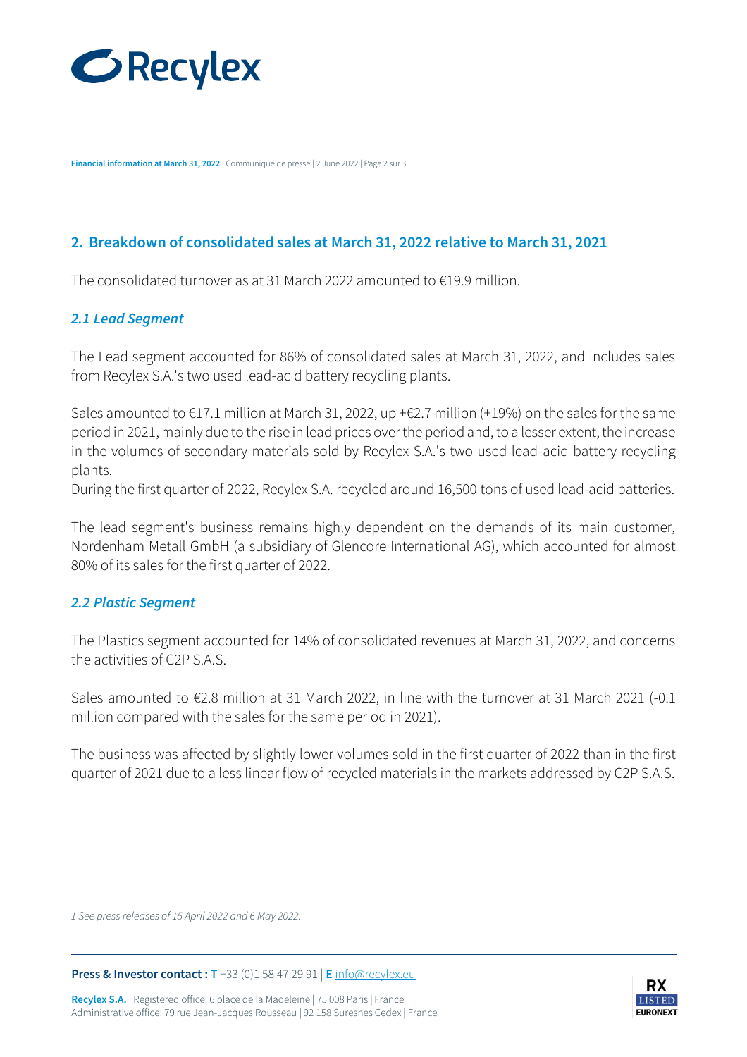## 2. Breakdown of consolidated sales at March 31, 2022 relative to March 31, 2021

The consolidated turnover as at 31 March 2022 amounted to €19.9 million.

### *2.1 Lead Segment*

The Lead segment accounted for 86% of consolidated sales at March 31, 2022, and includes sales from Recylex S.A.'s two used lead-acid battery recycling plants.

Sales amounted to €17.1 million at March 31, 2022, up +€2.7 million (+19%) on the sales for the same period in 2021, mainly due to the rise in lead prices over the period and, to a lesser extent, the increase in the volumes of secondary materials sold by Recylex S.A.'s two used lead-acid battery recycling plants.
During the first quarter of 2022, Recylex S.A. recycled around 16,500 tons of used lead-acid batteries.

The lead segment's business remains highly dependent on the demands of its main customer, Nordenham Metall GmbH (a subsidiary of Glencore International AG), which accounted for almost 80% of its sales for the first quarter of 2022.

### *2.2 Plastic Segment*

The Plastics segment accounted for 14% of consolidated revenues at March 31, 2022, and concerns the activities of C2P S.A.S.

Sales amounted to €2.8 million at 31 March 2022, in line with the turnover at 31 March 2021 (-0.1 million compared with the sales for the same period in 2021).

The business was affected by slightly lower volumes sold in the first quarter of 2022 than in the first quarter of 2021 due to a less linear flow of recycled materials in the markets addressed by C2P S.A.S.

*1 See press releases of 15 April 2022 and 6 May 2022.*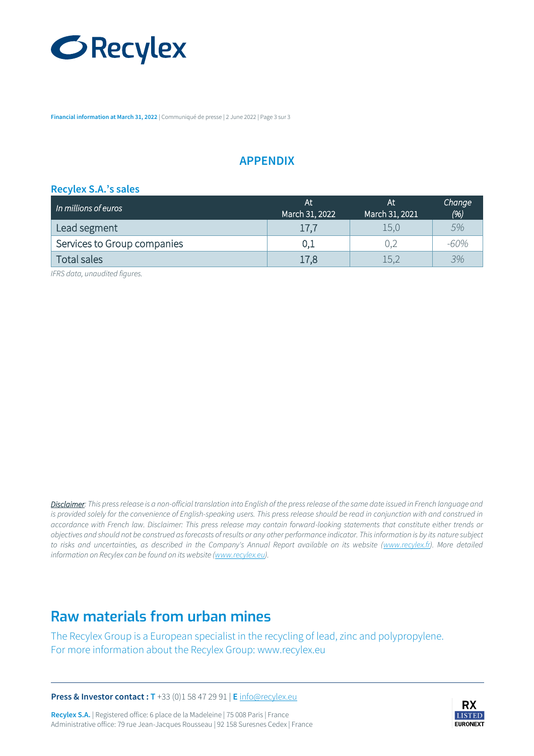## APPENDIX

### Recylex S.A.'s sales

| *In millions of euros* | At March 31, 2022 | At March 31, 2021 | *Change (%)* |
|---|---|---|---|
| Lead segment | 17,7 | 15,0 | *5%* |
| Services to Group companies | 0,1 | 0,2 | *-60%* |
| Total sales | 17,8 | 15,2 | *3%* |

*IFRS data, unaudited figures.*

*__Disclaimer__: This press release is a non-official translation into English of the press release of the same date issued in French language and is provided solely for the convenience of English-speaking users. This press release should be read in conjunction with and construed in accordance with French law. Disclaimer: This press release may contain forward-looking statements that constitute either trends or objectives and should not be construed as forecasts of results or any other performance indicator. This information is by its nature subject to risks and uncertainties, as described in the Company's Annual Report available on its website (www.recylex.fr). More detailed information on Recylex can be found on its website (www.recylex.eu).*

## Raw materials from urban mines

The Recylex Group is a European specialist in the recycling of lead, zinc and polypropylene.
For more information about the Recylex Group: www.recylex.eu

**Press & Investor contact : T** +33 (0)1 58 47 29 91 | **E** info@recylex.eu

**Recylex S.A.** | Registered office: 6 place de la Madeleine | 75 008 Paris | France
Administrative office: 79 rue Jean-Jacques Rousseau | 92 158 Suresnes Cedex | France

RX LISTED EURONEXT